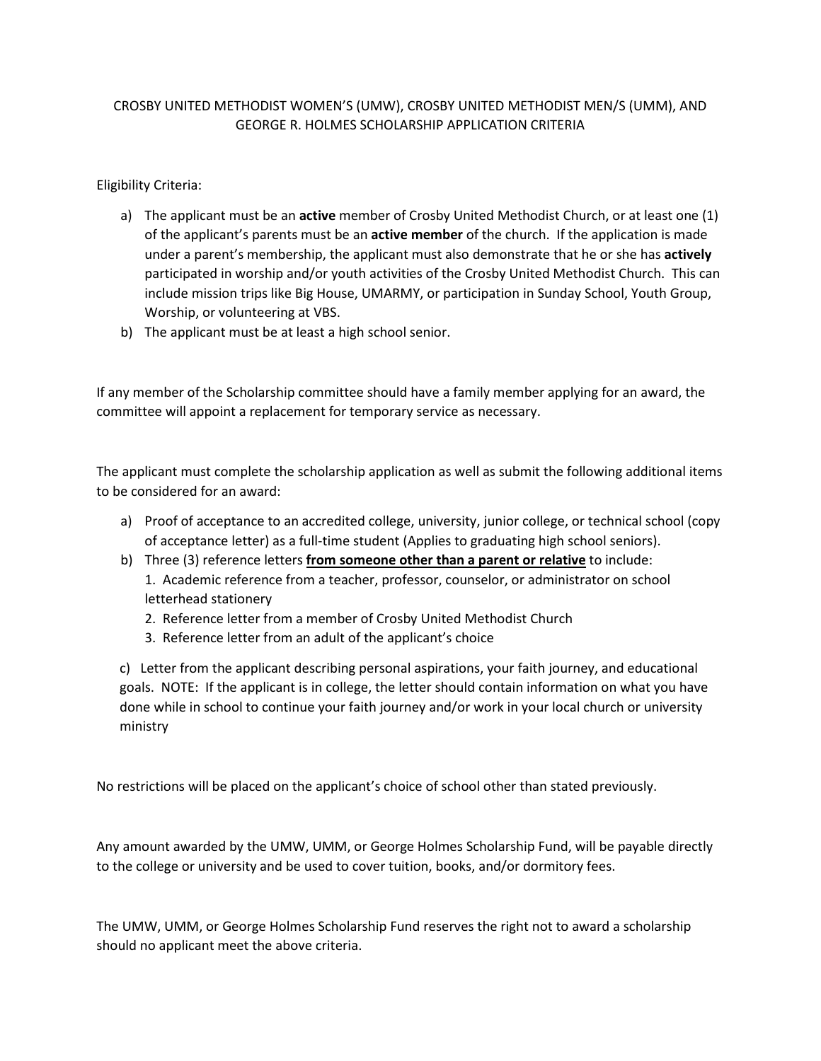# CROSBY UNITED METHODIST WOMEN'S (UMW), CROSBY UNITED METHODIST MEN/S (UMM), AND GEORGE R. HOLMES SCHOLARSHIP APPLICATION CRITERIA

Eligibility Criteria:

a) The applicant must be an **active** member of Crosby United Methodist Church, or at least one (1) of the applicant's parents must be an **active member** of the church. If the application is made under a parent's membership, the applicant must also demonstrate that he or she has **actively** participated in worship and/or youth activities of the Crosby United Methodist Church. This can include mission trips like Big House, UMARMY, or participation in Sunday School, Youth Group, Worship, or volunteering at VBS.

b) The applicant must be at least a high school senior.

If any member of the Scholarship committee should have a family member applying for an award, the committee will appoint a replacement for temporary service as necessary.

The applicant must complete the scholarship application as well as submit the following additional items to be considered for an award:

a) Proof of acceptance to an accredited college, university, junior college, or technical school (copy of acceptance letter) as a full-time student (Applies to graduating high school seniors).

b) Three (3) reference letters <u>**from someone other than a parent or relative**</u> to include:
   1. Academic reference from a teacher, professor, counselor, or administrator on school letterhead stationery
   2. Reference letter from a member of Crosby United Methodist Church
   3. Reference letter from an adult of the applicant's choice

c) Letter from the applicant describing personal aspirations, your faith journey, and educational goals. NOTE: If the applicant is in college, the letter should contain information on what you have done while in school to continue your faith journey and/or work in your local church or university ministry

No restrictions will be placed on the applicant's choice of school other than stated previously.

Any amount awarded by the UMW, UMM, or George Holmes Scholarship Fund, will be payable directly to the college or university and be used to cover tuition, books, and/or dormitory fees.

The UMW, UMM, or George Holmes Scholarship Fund reserves the right not to award a scholarship should no applicant meet the above criteria.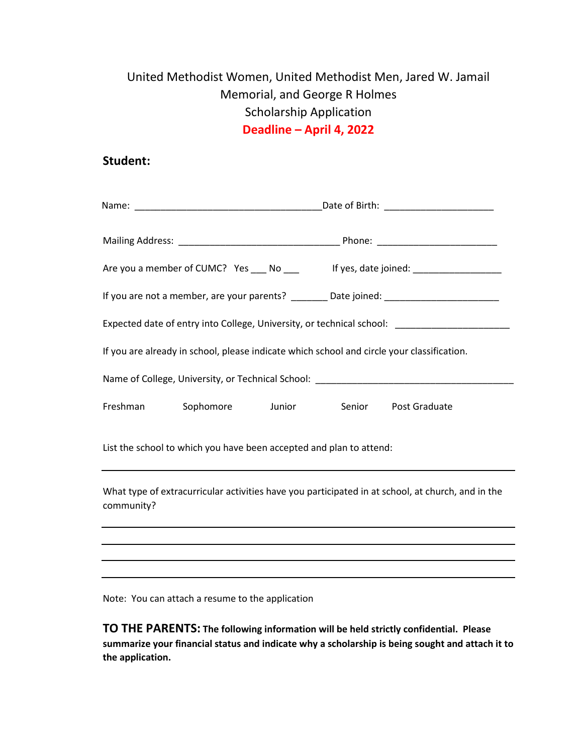# United Methodist Women, United Methodist Men, Jared W. Jamail Memorial, and George R Holmes Scholarship Application

**Deadline – April 4, 2022**

## Student:

Name: ____________________________________ Date of Birth: _____________________

Mailing Address: _______________________________ Phone: _______________________

Are you a member of CUMC? Yes ___ No ___ If yes, date joined: _________________

If you are not a member, are your parents? _______ Date joined: _____________________

Expected date of entry into College, University, or technical school: ______________________

If you are already in school, please indicate which school and circle your classification.

Name of College, University, or Technical School: _______________________________________

Freshman Sophomore Junior Senior Post Graduate

List the school to which you have been accepted and plan to attend:

_______________________________________________________________________________

What type of extracurricular activities have you participated in at school, at church, and in the community?

_______________________________________________________________________________

_______________________________________________________________________________

_______________________________________________________________________________

_______________________________________________________________________________

Note: You can attach a resume to the application

**TO THE PARENTS: The following information will be held strictly confidential. Please summarize your financial status and indicate why a scholarship is being sought and attach it to the application.**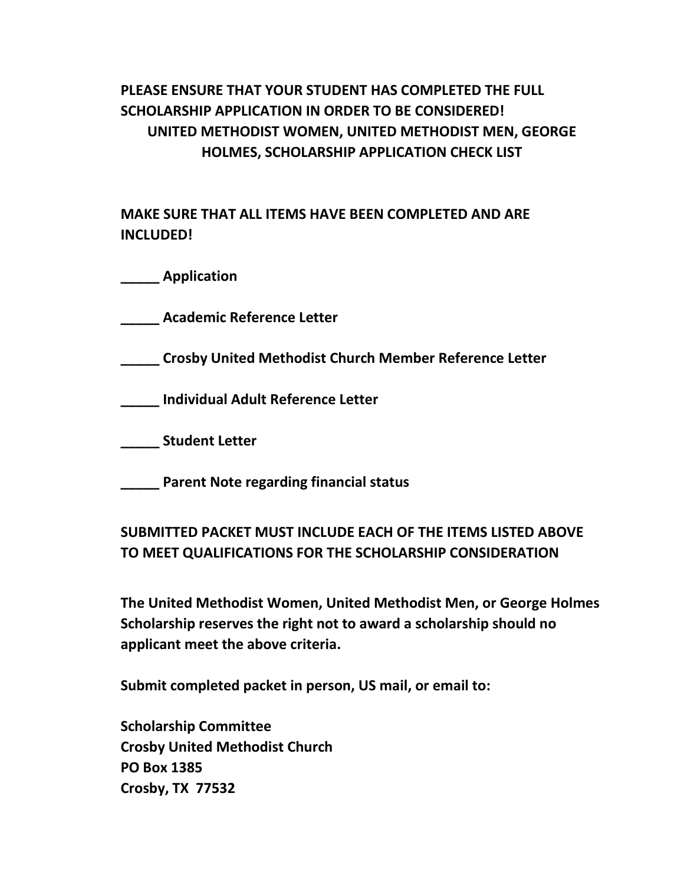**PLEASE ENSURE THAT YOUR STUDENT HAS COMPLETED THE FULL SCHOLARSHIP APPLICATION IN ORDER TO BE CONSIDERED!**

**UNITED METHODIST WOMEN, UNITED METHODIST MEN, GEORGE HOLMES, SCHOLARSHIP APPLICATION CHECK LIST**

**MAKE SURE THAT ALL ITEMS HAVE BEEN COMPLETED AND ARE INCLUDED!**

**_____ Application**

**_____ Academic Reference Letter**

**_____ Crosby United Methodist Church Member Reference Letter**

**_____ Individual Adult Reference Letter**

**_____ Student Letter**

**_____ Parent Note regarding financial status**

**SUBMITTED PACKET MUST INCLUDE EACH OF THE ITEMS LISTED ABOVE TO MEET QUALIFICATIONS FOR THE SCHOLARSHIP CONSIDERATION**

**The United Methodist Women, United Methodist Men, or George Holmes Scholarship reserves the right not to award a scholarship should no applicant meet the above criteria.**

**Submit completed packet in person, US mail, or email to:**

**Scholarship Committee**
**Crosby United Methodist Church**
**PO Box 1385**
**Crosby, TX 77532**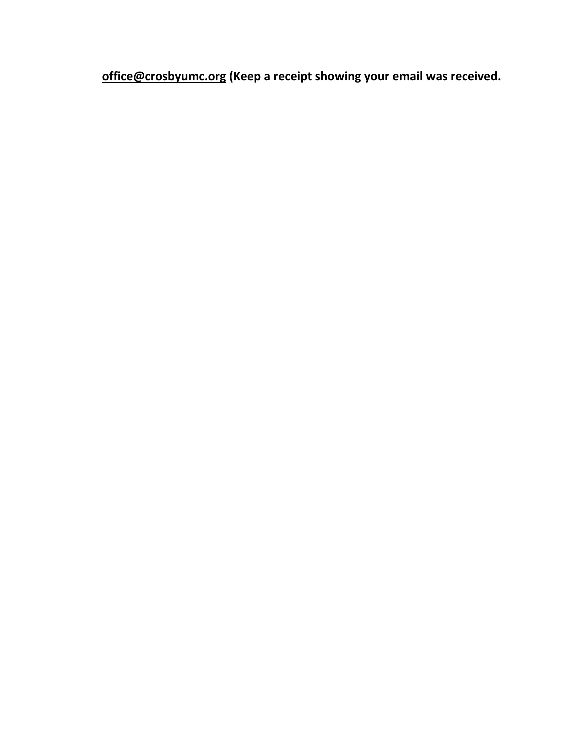**office@crosbyumc.org (Keep a receipt showing your email was received.**